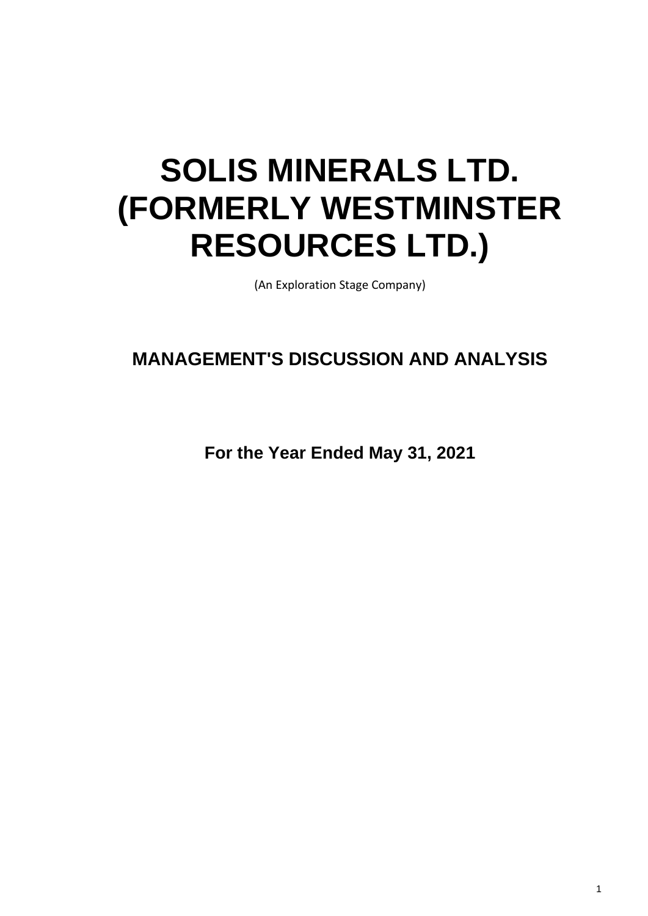# SOLIS MINERALS LTD. (FORMERLY WESTMINSTER RESOURCES LTD.)

(An Exploration Stage Company)

## MANAGEMENT'S DISCUSSION AND ANALYSIS

**For the Year Ended May 31, 2021**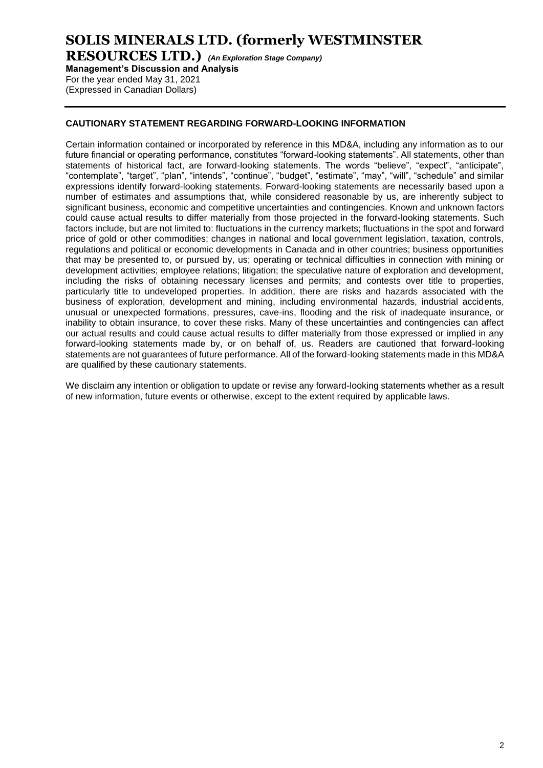## CAUTIONARY STATEMENT REGARDING FORWARD-LOOKING INFORMATION

Certain information contained or incorporated by reference in this MD&A, including any information as to our future financial or operating performance, constitutes "forward-looking statements". All statements, other than statements of historical fact, are forward-looking statements. The words "believe", "expect", "anticipate", "contemplate", "target", "plan", "intends", "continue", "budget", "estimate", "may", "will", "schedule" and similar expressions identify forward-looking statements. Forward-looking statements are necessarily based upon a number of estimates and assumptions that, while considered reasonable by us, are inherently subject to significant business, economic and competitive uncertainties and contingencies. Known and unknown factors could cause actual results to differ materially from those projected in the forward-looking statements. Such factors include, but are not limited to: fluctuations in the currency markets; fluctuations in the spot and forward price of gold or other commodities; changes in national and local government legislation, taxation, controls, regulations and political or economic developments in Canada and in other countries; business opportunities that may be presented to, or pursued by, us; operating or technical difficulties in connection with mining or development activities; employee relations; litigation; the speculative nature of exploration and development, including the risks of obtaining necessary licenses and permits; and contests over title to properties, particularly title to undeveloped properties. In addition, there are risks and hazards associated with the business of exploration, development and mining, including environmental hazards, industrial accidents, unusual or unexpected formations, pressures, cave-ins, flooding and the risk of inadequate insurance, or inability to obtain insurance, to cover these risks. Many of these uncertainties and contingencies can affect our actual results and could cause actual results to differ materially from those expressed or implied in any forward-looking statements made by, or on behalf of, us. Readers are cautioned that forward-looking statements are not guarantees of future performance. All of the forward-looking statements made in this MD&A are qualified by these cautionary statements.

We disclaim any intention or obligation to update or revise any forward-looking statements whether as a result of new information, future events or otherwise, except to the extent required by applicable laws.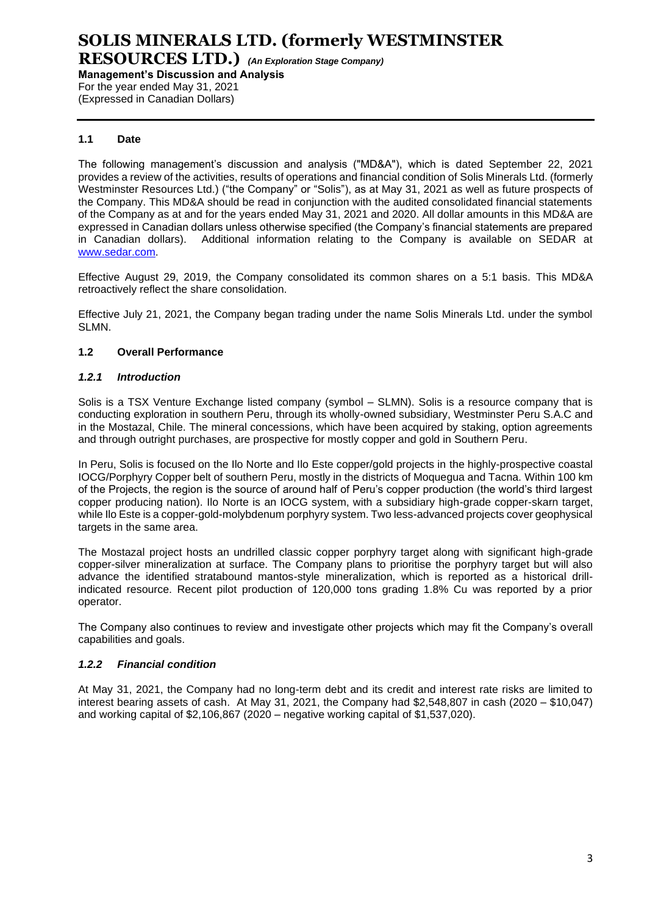## 1.1 Date

The following management's discussion and analysis ("MD&A"), which is dated September 22, 2021 provides a review of the activities, results of operations and financial condition of Solis Minerals Ltd. (formerly Westminster Resources Ltd.) ("the Company" or "Solis"), as at May 31, 2021 as well as future prospects of the Company. This MD&A should be read in conjunction with the audited consolidated financial statements of the Company as at and for the years ended May 31, 2021 and 2020. All dollar amounts in this MD&A are expressed in Canadian dollars unless otherwise specified (the Company's financial statements are prepared in Canadian dollars). Additional information relating to the Company is available on SEDAR at www.sedar.com.

Effective August 29, 2019, the Company consolidated its common shares on a 5:1 basis. This MD&A retroactively reflect the share consolidation.

Effective July 21, 2021, the Company began trading under the name Solis Minerals Ltd. under the symbol SLMN.

## 1.2 Overall Performance

### *1.2.1 Introduction*

Solis is a TSX Venture Exchange listed company (symbol – SLMN). Solis is a resource company that is conducting exploration in southern Peru, through its wholly-owned subsidiary, Westminster Peru S.A.C and in the Mostazal, Chile. The mineral concessions, which have been acquired by staking, option agreements and through outright purchases, are prospective for mostly copper and gold in Southern Peru.

In Peru, Solis is focused on the Ilo Norte and Ilo Este copper/gold projects in the highly-prospective coastal IOCG/Porphyry Copper belt of southern Peru, mostly in the districts of Moquegua and Tacna. Within 100 km of the Projects, the region is the source of around half of Peru's copper production (the world's third largest copper producing nation). Ilo Norte is an IOCG system, with a subsidiary high-grade copper-skarn target, while Ilo Este is a copper-gold-molybdenum porphyry system. Two less-advanced projects cover geophysical targets in the same area.

The Mostazal project hosts an undrilled classic copper porphyry target along with significant high-grade copper-silver mineralization at surface. The Company plans to prioritise the porphyry target but will also advance the identified stratabound mantos-style mineralization, which is reported as a historical drill-indicated resource. Recent pilot production of 120,000 tons grading 1.8% Cu was reported by a prior operator.

The Company also continues to review and investigate other projects which may fit the Company's overall capabilities and goals.

### *1.2.2 Financial condition*

At May 31, 2021, the Company had no long-term debt and its credit and interest rate risks are limited to interest bearing assets of cash. At May 31, 2021, the Company had $2,548,807 in cash (2020 – $10,047) and working capital of $2,106,867 (2020 – negative working capital of $1,537,020).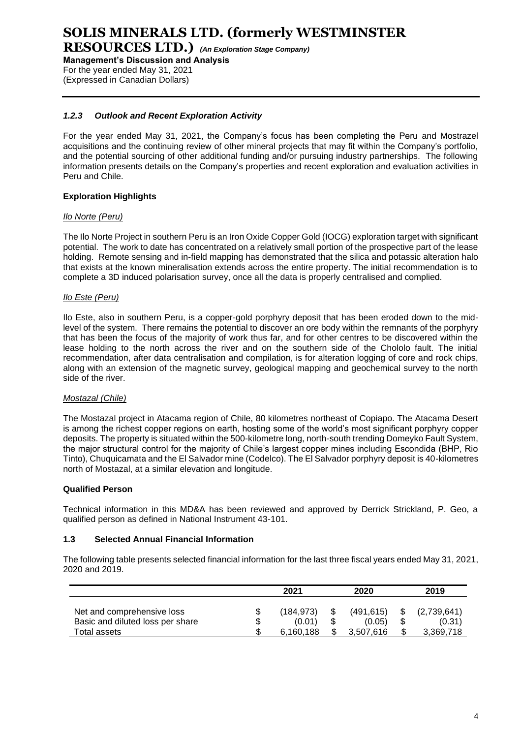### *1.2.3 Outlook and Recent Exploration Activity*

For the year ended May 31, 2021, the Company's focus has been completing the Peru and Mostrazel acquisitions and the continuing review of other mineral projects that may fit within the Company's portfolio, and the potential sourcing of other additional funding and/or pursuing industry partnerships. The following information presents details on the Company's properties and recent exploration and evaluation activities in Peru and Chile.

**Exploration Highlights**

*Ilo Norte (Peru)*

The Ilo Norte Project in southern Peru is an Iron Oxide Copper Gold (IOCG) exploration target with significant potential. The work to date has concentrated on a relatively small portion of the prospective part of the lease holding. Remote sensing and in-field mapping has demonstrated that the silica and potassic alteration halo that exists at the known mineralisation extends across the entire property. The initial recommendation is to complete a 3D induced polarisation survey, once all the data is properly centralised and complied.

*Ilo Este (Peru)*

Ilo Este, also in southern Peru, is a copper-gold porphyry deposit that has been eroded down to the mid-level of the system. There remains the potential to discover an ore body within the remnants of the porphyry that has been the focus of the majority of work thus far, and for other centres to be discovered within the lease holding to the north across the river and on the southern side of the Chololo fault. The initial recommendation, after data centralisation and compilation, is for alteration logging of core and rock chips, along with an extension of the magnetic survey, geological mapping and geochemical survey to the north side of the river.

*Mostazal (Chile)*

The Mostazal project in Atacama region of Chile, 80 kilometres northeast of Copiapo. The Atacama Desert is among the richest copper regions on earth, hosting some of the world's most significant porphyry copper deposits. The property is situated within the 500-kilometre long, north-south trending Domeyko Fault System, the major structural control for the majority of Chile's largest copper mines including Escondida (BHP, Rio Tinto), Chuquicamata and the El Salvador mine (Codelco). The El Salvador porphyry deposit is 40-kilometres north of Mostazal, at a similar elevation and longitude.

**Qualified Person**

Technical information in this MD&A has been reviewed and approved by Derrick Strickland, P. Geo, a qualified person as defined in National Instrument 43-101.

### 1.3 Selected Annual Financial Information

The following table presents selected financial information for the last three fiscal years ended May 31, 2021, 2020 and 2019.

| | 2021 | 2020 | 2019 |
|---|---|---|---|
| Net and comprehensive loss | $ (184,973) | $ (491,615) | $ (2,739,641) |
| Basic and diluted loss per share | $ (0.01) | $ (0.05) | $ (0.31) |
| Total assets | $ 6,160,188 | $ 3,507,616 | $ 3,369,718 |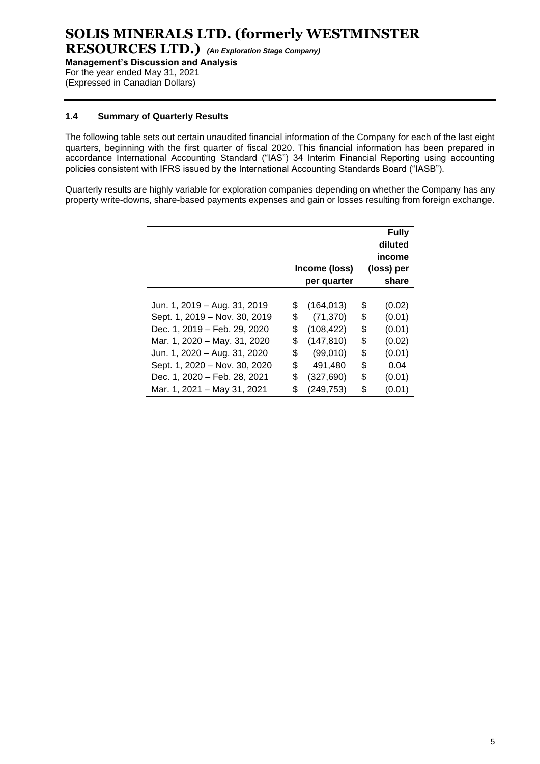## 1.4 Summary of Quarterly Results

The following table sets out certain unaudited financial information of the Company for each of the last eight quarters, beginning with the first quarter of fiscal 2020. This financial information has been prepared in accordance International Accounting Standard ("IAS") 34 Interim Financial Reporting using accounting policies consistent with IFRS issued by the International Accounting Standards Board ("IASB").

Quarterly results are highly variable for exploration companies depending on whether the Company has any property write-downs, share-based payments expenses and gain or losses resulting from foreign exchange.

| | Income (loss) per quarter | Fully diluted income (loss) per share |
|---|---|---|
| Jun. 1, 2019 – Aug. 31, 2019 | $ (164,013) | $ (0.02) |
| Sept. 1, 2019 – Nov. 30, 2019 | $ (71,370) | $ (0.01) |
| Dec. 1, 2019 – Feb. 29, 2020 | $ (108,422) | $ (0.01) |
| Mar. 1, 2020 – May. 31, 2020 | $ (147,810) | $ (0.02) |
| Jun. 1, 2020 – Aug. 31, 2020 | $ (99,010) | $ (0.01) |
| Sept. 1, 2020 – Nov. 30, 2020 | $ 491,480 | $ 0.04 |
| Dec. 1, 2020 – Feb. 28, 2021 | $ (327,690) | $ (0.01) |
| Mar. 1, 2021 – May 31, 2021 | $ (249,753) | $ (0.01) |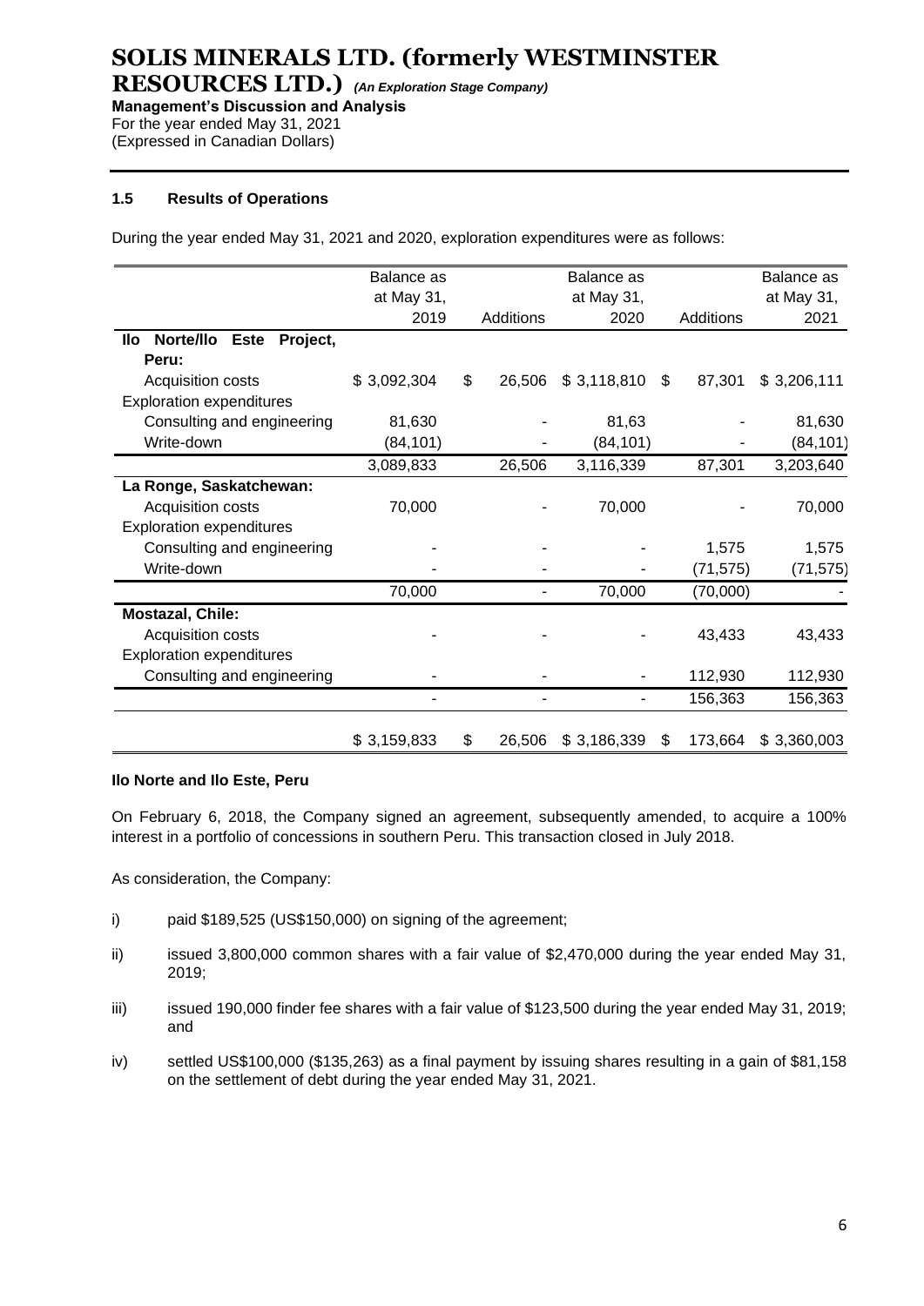### 1.5 Results of Operations

During the year ended May 31, 2021 and 2020, exploration expenditures were as follows:

| | Balance as at May 31, 2019 | Additions | Balance as at May 31, 2020 | Additions | Balance as at May 31, 2021 |
|---|---|---|---|---|---|
| **Ilo Norte/Ilo Este Project, Peru:** | | | | | |
| Acquisition costs | $ 3,092,304 | $ 26,506 | $ 3,118,810 | $ 87,301 | $ 3,206,111 |
| Exploration expenditures | | | | | |
| Consulting and engineering | 81,630 | - | 81,63 | - | 81,630 |
| Write-down | (84,101) | - | (84,101) | - | (84,101) |
| | 3,089,833 | 26,506 | 3,116,339 | 87,301 | 3,203,640 |
| **La Ronge, Saskatchewan:** | | | | | |
| Acquisition costs | 70,000 | - | 70,000 | - | 70,000 |
| Exploration expenditures | | | | | |
| Consulting and engineering | - | - | - | 1,575 | 1,575 |
| Write-down | - | - | - | (71,575) | (71,575) |
| | 70,000 | - | 70,000 | (70,000) | - |
| **Mostazal, Chile:** | | | | | |
| Acquisition costs | - | - | - | 43,433 | 43,433 |
| Exploration expenditures | | | | | |
| Consulting and engineering | - | - | - | 112,930 | 112,930 |
| | - | - | - | 156,363 | 156,363 |
| | $ 3,159,833 | $ 26,506 | $ 3,186,339 | $ 173,664 | $ 3,360,003 |

**Ilo Norte and Ilo Este, Peru**

On February 6, 2018, the Company signed an agreement, subsequently amended, to acquire a 100% interest in a portfolio of concessions in southern Peru. This transaction closed in July 2018.

As consideration, the Company:

i) paid $189,525 (US$150,000) on signing of the agreement;

ii) issued 3,800,000 common shares with a fair value of $2,470,000 during the year ended May 31, 2019;

iii) issued 190,000 finder fee shares with a fair value of $123,500 during the year ended May 31, 2019; and

iv) settled US$100,000 ($135,263) as a final payment by issuing shares resulting in a gain of $81,158 on the settlement of debt during the year ended May 31, 2021.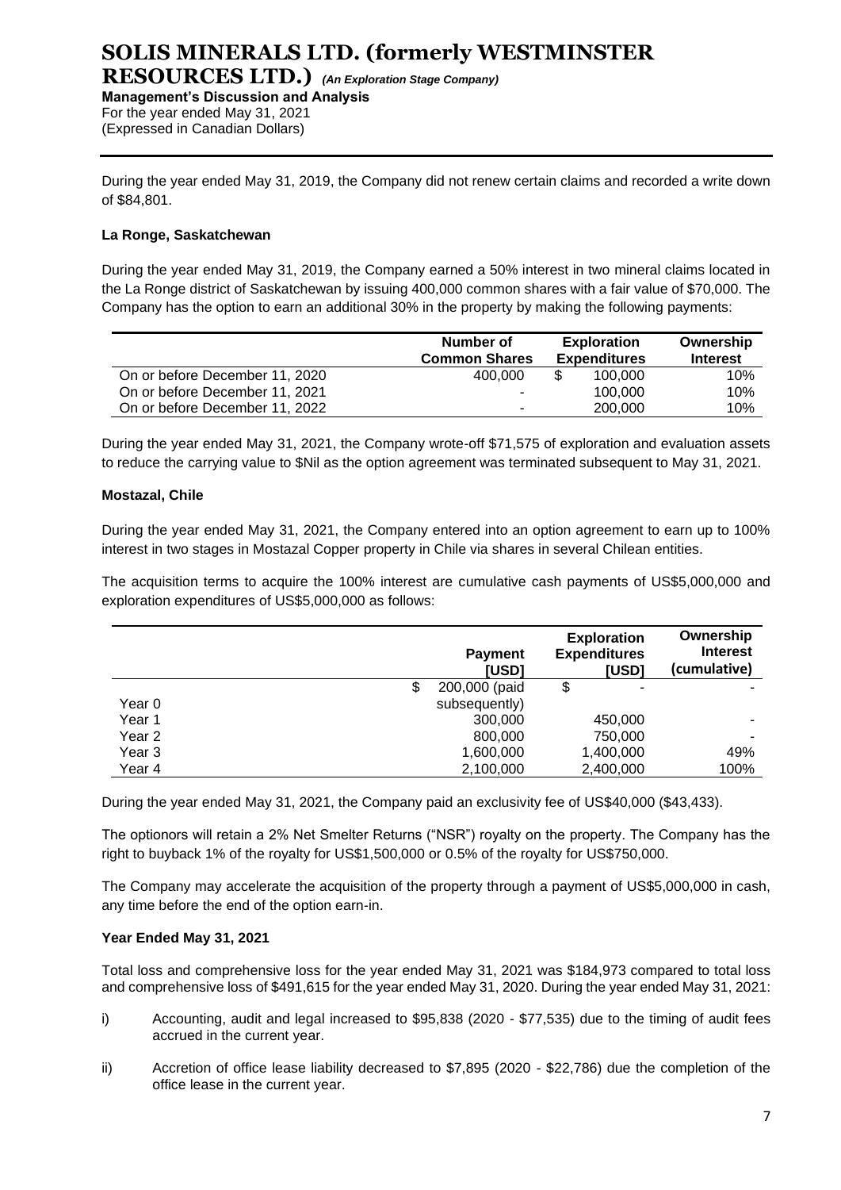During the year ended May 31, 2019, the Company did not renew certain claims and recorded a write down of $84,801.

**La Ronge, Saskatchewan**

During the year ended May 31, 2019, the Company earned a 50% interest in two mineral claims located in the La Ronge district of Saskatchewan by issuing 400,000 common shares with a fair value of $70,000. The Company has the option to earn an additional 30% in the property by making the following payments:

| | Number of Common Shares | Exploration Expenditures | Ownership Interest |
|---|---|---|---|
| On or before December 11, 2020 | 400,000 | $ 100,000 | 10% |
| On or before December 11, 2021 | - | 100,000 | 10% |
| On or before December 11, 2022 | - | 200,000 | 10% |

During the year ended May 31, 2021, the Company wrote-off $71,575 of exploration and evaluation assets to reduce the carrying value to $Nil as the option agreement was terminated subsequent to May 31, 2021.

**Mostazal, Chile**

During the year ended May 31, 2021, the Company entered into an option agreement to earn up to 100% interest in two stages in Mostazal Copper property in Chile via shares in several Chilean entities.

The acquisition terms to acquire the 100% interest are cumulative cash payments of US$5,000,000 and exploration expenditures of US$5,000,000 as follows:

| | Payment [USD] | Exploration Expenditures [USD] | Ownership Interest (cumulative) |
|---|---|---|---|
| Year 0 | $ 200,000 (paid subsequently) | $ - | - |
| Year 1 | 300,000 | 450,000 | - |
| Year 2 | 800,000 | 750,000 | - |
| Year 3 | 1,600,000 | 1,400,000 | 49% |
| Year 4 | 2,100,000 | 2,400,000 | 100% |

During the year ended May 31, 2021, the Company paid an exclusivity fee of US$40,000 ($43,433).

The optionors will retain a 2% Net Smelter Returns ("NSR") royalty on the property. The Company has the right to buyback 1% of the royalty for US$1,500,000 or 0.5% of the royalty for US$750,000.

The Company may accelerate the acquisition of the property through a payment of US$5,000,000 in cash, any time before the end of the option earn-in.

**Year Ended May 31, 2021**

Total loss and comprehensive loss for the year ended May 31, 2021 was $184,973 compared to total loss and comprehensive loss of $491,615 for the year ended May 31, 2020. During the year ended May 31, 2021:

i) Accounting, audit and legal increased to $95,838 (2020 - $77,535) due to the timing of audit fees accrued in the current year.

ii) Accretion of office lease liability decreased to $7,895 (2020 - $22,786) due the completion of the office lease in the current year.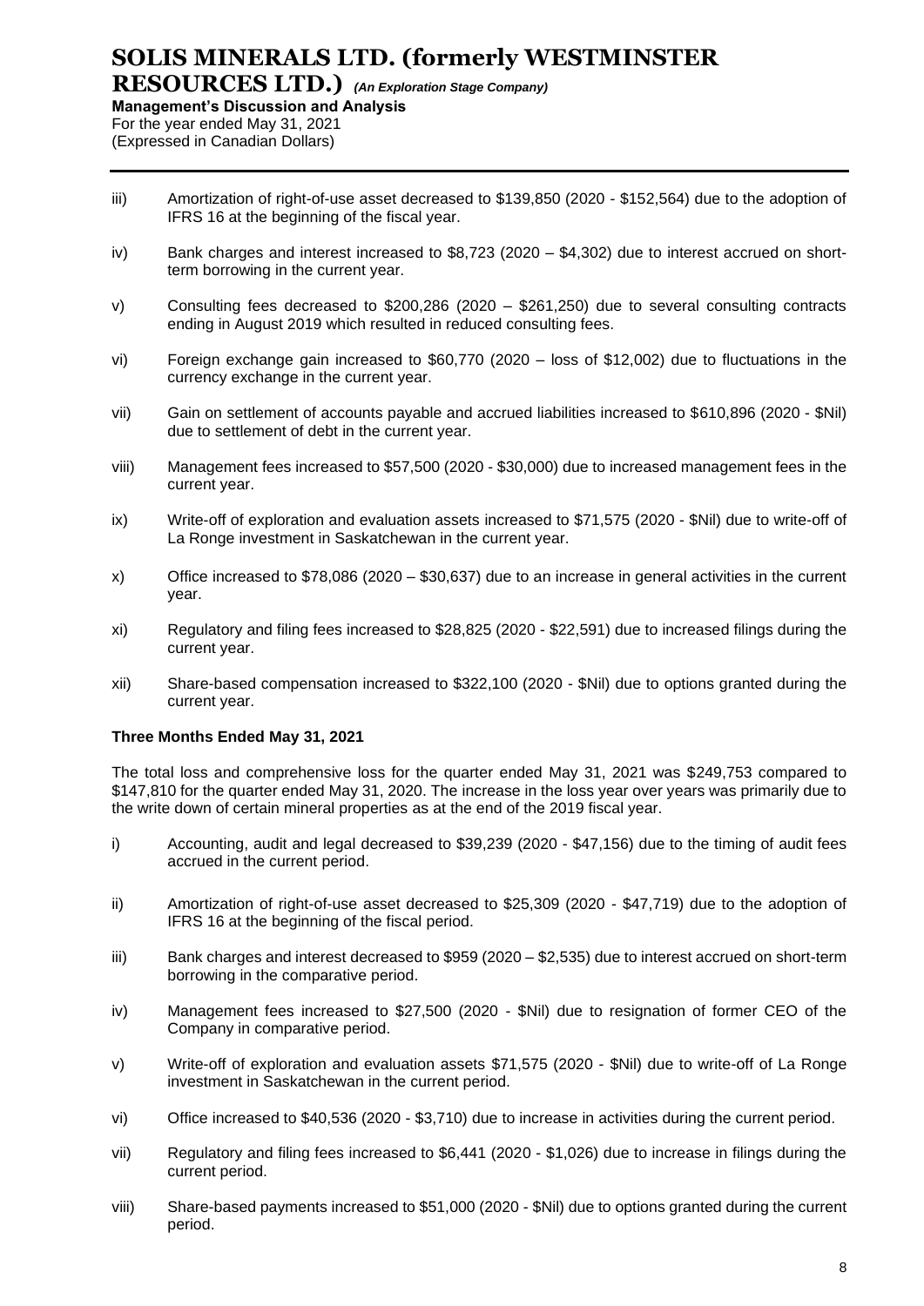iii) Amortization of right-of-use asset decreased to $139,850 (2020 - $152,564) due to the adoption of IFRS 16 at the beginning of the fiscal year.

iv) Bank charges and interest increased to $8,723 (2020 – $4,302) due to interest accrued on short-term borrowing in the current year.

v) Consulting fees decreased to $200,286 (2020 – $261,250) due to several consulting contracts ending in August 2019 which resulted in reduced consulting fees.

vi) Foreign exchange gain increased to $60,770 (2020 – loss of $12,002) due to fluctuations in the currency exchange in the current year.

vii) Gain on settlement of accounts payable and accrued liabilities increased to $610,896 (2020 - $Nil) due to settlement of debt in the current year.

viii) Management fees increased to $57,500 (2020 - $30,000) due to increased management fees in the current year.

ix) Write-off of exploration and evaluation assets increased to $71,575 (2020 - $Nil) due to write-off of La Ronge investment in Saskatchewan in the current year.

x) Office increased to $78,086 (2020 – $30,637) due to an increase in general activities in the current year.

xi) Regulatory and filing fees increased to $28,825 (2020 - $22,591) due to increased filings during the current year.

xii) Share-based compensation increased to $322,100 (2020 - $Nil) due to options granted during the current year.

**Three Months Ended May 31, 2021**

The total loss and comprehensive loss for the quarter ended May 31, 2021 was $249,753 compared to $147,810 for the quarter ended May 31, 2020. The increase in the loss year over years was primarily due to the write down of certain mineral properties as at the end of the 2019 fiscal year.

i) Accounting, audit and legal decreased to $39,239 (2020 - $47,156) due to the timing of audit fees accrued in the current period.

ii) Amortization of right-of-use asset decreased to $25,309 (2020 - $47,719) due to the adoption of IFRS 16 at the beginning of the fiscal period.

iii) Bank charges and interest decreased to $959 (2020 – $2,535) due to interest accrued on short-term borrowing in the comparative period.

iv) Management fees increased to $27,500 (2020 - $Nil) due to resignation of former CEO of the Company in comparative period.

v) Write-off of exploration and evaluation assets $71,575 (2020 - $Nil) due to write-off of La Ronge investment in Saskatchewan in the current period.

vi) Office increased to $40,536 (2020 - $3,710) due to increase in activities during the current period.

vii) Regulatory and filing fees increased to $6,441 (2020 - $1,026) due to increase in filings during the current period.

viii) Share-based payments increased to $51,000 (2020 - $Nil) due to options granted during the current period.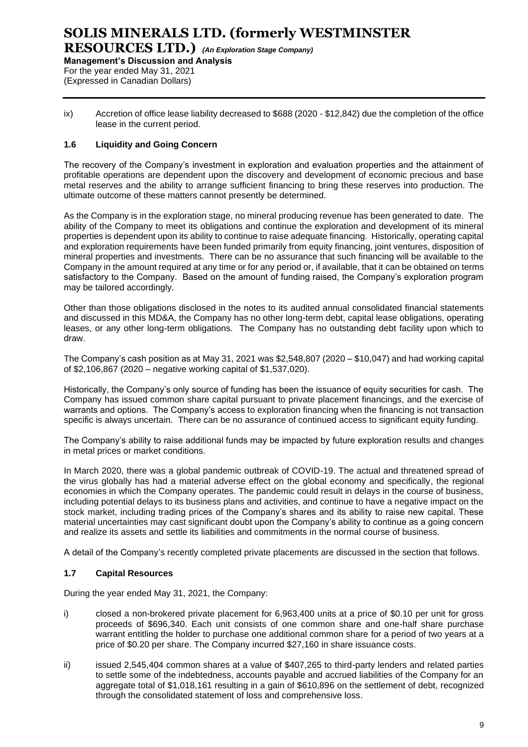ix) Accretion of office lease liability decreased to $688 (2020 - $12,842) due the completion of the office lease in the current period.

### 1.6 Liquidity and Going Concern

The recovery of the Company's investment in exploration and evaluation properties and the attainment of profitable operations are dependent upon the discovery and development of economic precious and base metal reserves and the ability to arrange sufficient financing to bring these reserves into production. The ultimate outcome of these matters cannot presently be determined.

As the Company is in the exploration stage, no mineral producing revenue has been generated to date. The ability of the Company to meet its obligations and continue the exploration and development of its mineral properties is dependent upon its ability to continue to raise adequate financing. Historically, operating capital and exploration requirements have been funded primarily from equity financing, joint ventures, disposition of mineral properties and investments. There can be no assurance that such financing will be available to the Company in the amount required at any time or for any period or, if available, that it can be obtained on terms satisfactory to the Company. Based on the amount of funding raised, the Company's exploration program may be tailored accordingly.

Other than those obligations disclosed in the notes to its audited annual consolidated financial statements and discussed in this MD&A, the Company has no other long-term debt, capital lease obligations, operating leases, or any other long-term obligations. The Company has no outstanding debt facility upon which to draw.

The Company's cash position as at May 31, 2021 was $2,548,807 (2020 – $10,047) and had working capital of $2,106,867 (2020 – negative working capital of $1,537,020).

Historically, the Company's only source of funding has been the issuance of equity securities for cash. The Company has issued common share capital pursuant to private placement financings, and the exercise of warrants and options. The Company's access to exploration financing when the financing is not transaction specific is always uncertain. There can be no assurance of continued access to significant equity funding.

The Company's ability to raise additional funds may be impacted by future exploration results and changes in metal prices or market conditions.

In March 2020, there was a global pandemic outbreak of COVID-19. The actual and threatened spread of the virus globally has had a material adverse effect on the global economy and specifically, the regional economies in which the Company operates. The pandemic could result in delays in the course of business, including potential delays to its business plans and activities, and continue to have a negative impact on the stock market, including trading prices of the Company's shares and its ability to raise new capital. These material uncertainties may cast significant doubt upon the Company's ability to continue as a going concern and realize its assets and settle its liabilities and commitments in the normal course of business.

A detail of the Company's recently completed private placements are discussed in the section that follows.

### 1.7 Capital Resources

During the year ended May 31, 2021, the Company:

i) closed a non-brokered private placement for 6,963,400 units at a price of $0.10 per unit for gross proceeds of $696,340. Each unit consists of one common share and one-half share purchase warrant entitling the holder to purchase one additional common share for a period of two years at a price of $0.20 per share. The Company incurred $27,160 in share issuance costs.

ii) issued 2,545,404 common shares at a value of $407,265 to third-party lenders and related parties to settle some of the indebtedness, accounts payable and accrued liabilities of the Company for an aggregate total of $1,018,161 resulting in a gain of $610,896 on the settlement of debt, recognized through the consolidated statement of loss and comprehensive loss.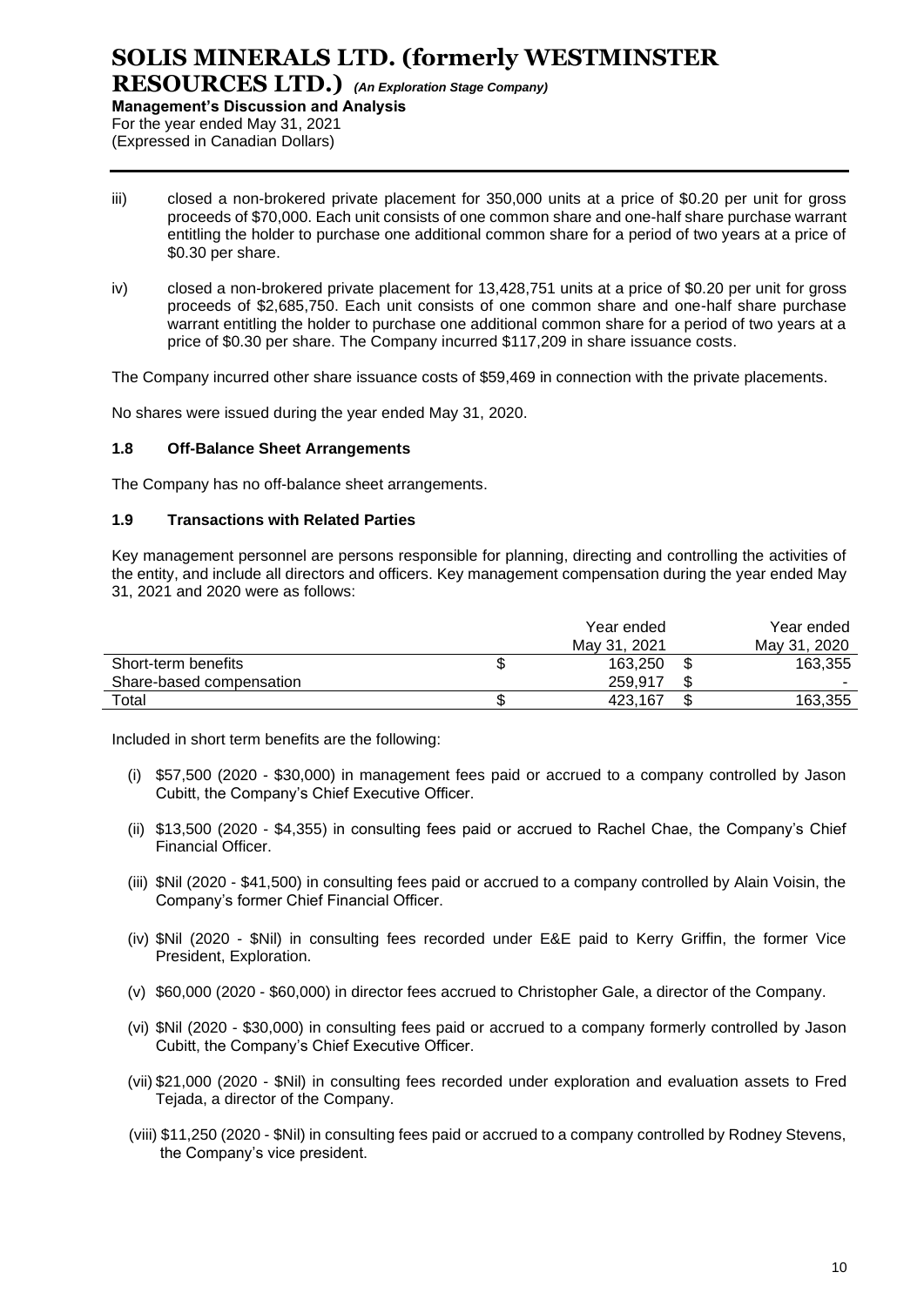iii) closed a non-brokered private placement for 350,000 units at a price of $0.20 per unit for gross proceeds of $70,000. Each unit consists of one common share and one-half share purchase warrant entitling the holder to purchase one additional common share for a period of two years at a price of $0.30 per share.

iv) closed a non-brokered private placement for 13,428,751 units at a price of $0.20 per unit for gross proceeds of $2,685,750. Each unit consists of one common share and one-half share purchase warrant entitling the holder to purchase one additional common share for a period of two years at a price of $0.30 per share. The Company incurred $117,209 in share issuance costs.

The Company incurred other share issuance costs of $59,469 in connection with the private placements.

No shares were issued during the year ended May 31, 2020.

### 1.8 Off-Balance Sheet Arrangements

The Company has no off-balance sheet arrangements.

### 1.9 Transactions with Related Parties

Key management personnel are persons responsible for planning, directing and controlling the activities of the entity, and include all directors and officers. Key management compensation during the year ended May 31, 2021 and 2020 were as follows:

| | | Year ended May 31, 2021 | | Year ended May 31, 2020 |
|---|---|---|---|---|
| Short-term benefits | $ | 163,250 | $ | 163,355 |
| Share-based compensation | | 259,917 | $ | - |
| Total | $ | 423,167 | $ | 163,355 |

Included in short term benefits are the following:

(i) $57,500 (2020 - $30,000) in management fees paid or accrued to a company controlled by Jason Cubitt, the Company's Chief Executive Officer.

(ii) $13,500 (2020 - $4,355) in consulting fees paid or accrued to Rachel Chae, the Company's Chief Financial Officer.

(iii) $Nil (2020 - $41,500) in consulting fees paid or accrued to a company controlled by Alain Voisin, the Company's former Chief Financial Officer.

(iv) $Nil (2020 - $Nil) in consulting fees recorded under E&E paid to Kerry Griffin, the former Vice President, Exploration.

(v) $60,000 (2020 - $60,000) in director fees accrued to Christopher Gale, a director of the Company.

(vi) $Nil (2020 - $30,000) in consulting fees paid or accrued to a company formerly controlled by Jason Cubitt, the Company's Chief Executive Officer.

(vii) $21,000 (2020 - $Nil) in consulting fees recorded under exploration and evaluation assets to Fred Tejada, a director of the Company.

(viii) $11,250 (2020 - $Nil) in consulting fees paid or accrued to a company controlled by Rodney Stevens, the Company's vice president.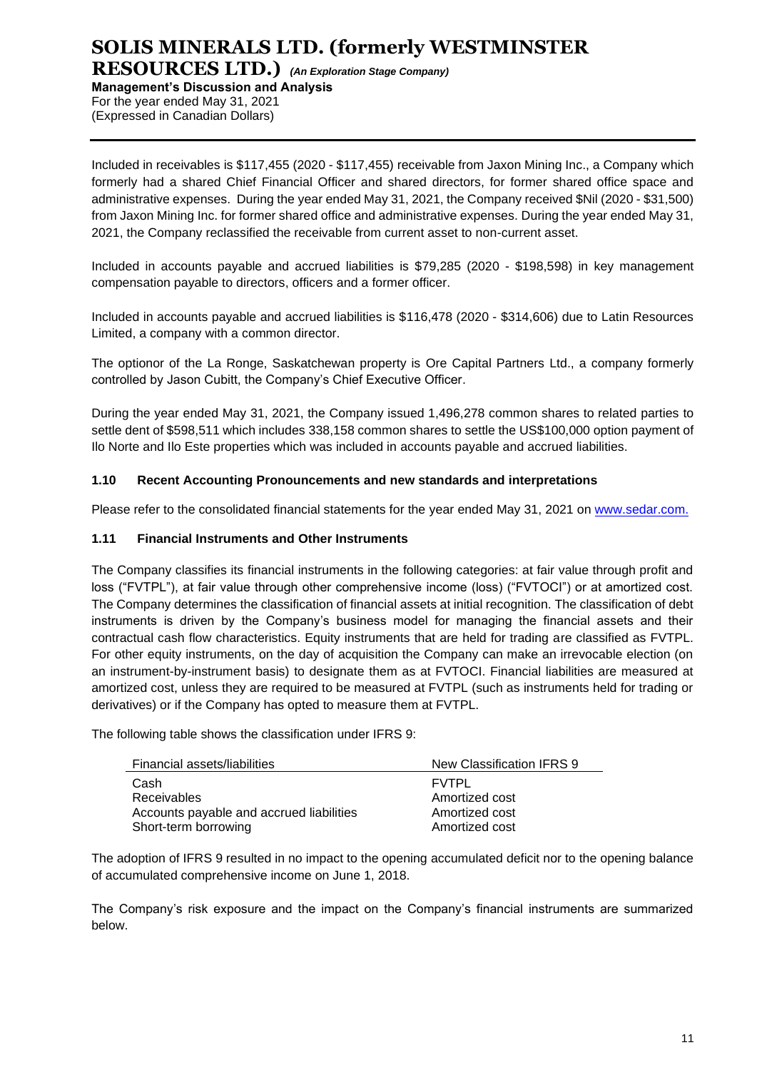Included in receivables is $117,455 (2020 - $117,455) receivable from Jaxon Mining Inc., a Company which formerly had a shared Chief Financial Officer and shared directors, for former shared office space and administrative expenses. During the year ended May 31, 2021, the Company received $Nil (2020 - $31,500) from Jaxon Mining Inc. for former shared office and administrative expenses. During the year ended May 31, 2021, the Company reclassified the receivable from current asset to non-current asset.

Included in accounts payable and accrued liabilities is $79,285 (2020 - $198,598) in key management compensation payable to directors, officers and a former officer.

Included in accounts payable and accrued liabilities is $116,478 (2020 - $314,606) due to Latin Resources Limited, a company with a common director.

The optionor of the La Ronge, Saskatchewan property is Ore Capital Partners Ltd., a company formerly controlled by Jason Cubitt, the Company's Chief Executive Officer.

During the year ended May 31, 2021, the Company issued 1,496,278 common shares to related parties to settle dent of $598,511 which includes 338,158 common shares to settle the US$100,000 option payment of Ilo Norte and Ilo Este properties which was included in accounts payable and accrued liabilities.

### 1.10 Recent Accounting Pronouncements and new standards and interpretations

Please refer to the consolidated financial statements for the year ended May 31, 2021 on www.sedar.com.

### 1.11 Financial Instruments and Other Instruments

The Company classifies its financial instruments in the following categories: at fair value through profit and loss ("FVTPL"), at fair value through other comprehensive income (loss) ("FVTOCI") or at amortized cost. The Company determines the classification of financial assets at initial recognition. The classification of debt instruments is driven by the Company's business model for managing the financial assets and their contractual cash flow characteristics. Equity instruments that are held for trading are classified as FVTPL. For other equity instruments, on the day of acquisition the Company can make an irrevocable election (on an instrument-by-instrument basis) to designate them as at FVTOCI. Financial liabilities are measured at amortized cost, unless they are required to be measured at FVTPL (such as instruments held for trading or derivatives) or if the Company has opted to measure them at FVTPL.

The following table shows the classification under IFRS 9:

| Financial assets/liabilities | New Classification IFRS 9 |
|---|---|
| Cash | FVTPL |
| Receivables | Amortized cost |
| Accounts payable and accrued liabilities | Amortized cost |
| Short-term borrowing | Amortized cost |

The adoption of IFRS 9 resulted in no impact to the opening accumulated deficit nor to the opening balance of accumulated comprehensive income on June 1, 2018.

The Company's risk exposure and the impact on the Company's financial instruments are summarized below.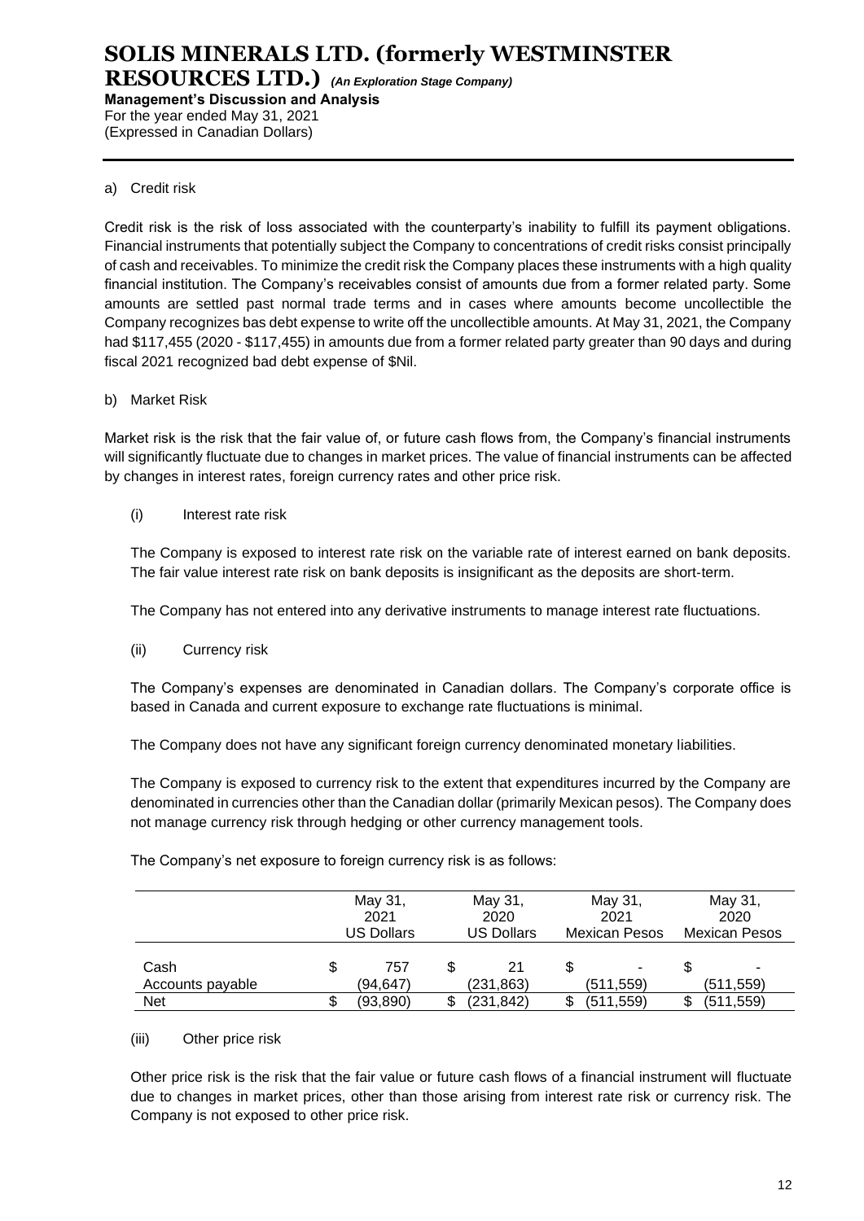a) Credit risk

Credit risk is the risk of loss associated with the counterparty's inability to fulfill its payment obligations. Financial instruments that potentially subject the Company to concentrations of credit risks consist principally of cash and receivables. To minimize the credit risk the Company places these instruments with a high quality financial institution. The Company's receivables consist of amounts due from a former related party. Some amounts are settled past normal trade terms and in cases where amounts become uncollectible the Company recognizes bas debt expense to write off the uncollectible amounts. At May 31, 2021, the Company had $117,455 (2020 - $117,455) in amounts due from a former related party greater than 90 days and during fiscal 2021 recognized bad debt expense of $Nil.

b) Market Risk

Market risk is the risk that the fair value of, or future cash flows from, the Company's financial instruments will significantly fluctuate due to changes in market prices. The value of financial instruments can be affected by changes in interest rates, foreign currency rates and other price risk.

(i) Interest rate risk

The Company is exposed to interest rate risk on the variable rate of interest earned on bank deposits. The fair value interest rate risk on bank deposits is insignificant as the deposits are short-term.

The Company has not entered into any derivative instruments to manage interest rate fluctuations.

(ii) Currency risk

The Company's expenses are denominated in Canadian dollars. The Company's corporate office is based in Canada and current exposure to exchange rate fluctuations is minimal.

The Company does not have any significant foreign currency denominated monetary liabilities.

The Company is exposed to currency risk to the extent that expenditures incurred by the Company are denominated in currencies other than the Canadian dollar (primarily Mexican pesos). The Company does not manage currency risk through hedging or other currency management tools.

The Company's net exposure to foreign currency risk is as follows:

| | May 31, 2021 US Dollars | May 31, 2020 US Dollars | May 31, 2021 Mexican Pesos | May 31, 2020 Mexican Pesos |
|---|---|---|---|---|
| Cash | $ 757 | $ 21 | $ - | $ - |
| Accounts payable | (94,647) | (231,863) | (511,559) | (511,559) |
| Net | $ (93,890) | $ (231,842) | $ (511,559) | $ (511,559) |

(iii) Other price risk

Other price risk is the risk that the fair value or future cash flows of a financial instrument will fluctuate due to changes in market prices, other than those arising from interest rate risk or currency risk. The Company is not exposed to other price risk.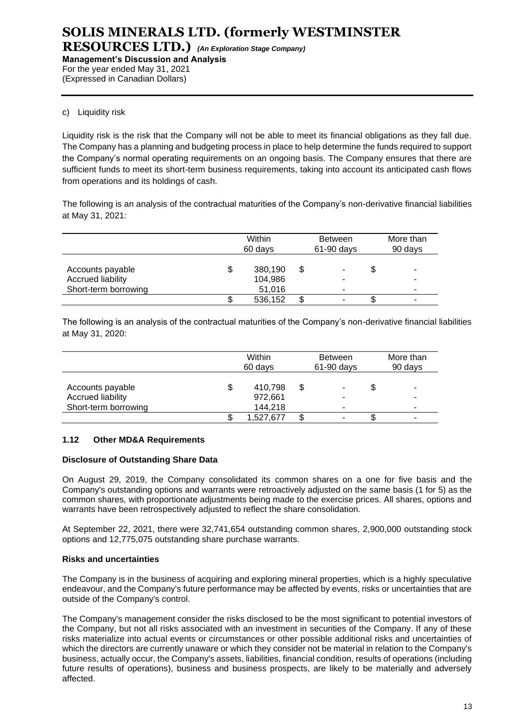c) Liquidity risk

Liquidity risk is the risk that the Company will not be able to meet its financial obligations as they fall due. The Company has a planning and budgeting process in place to help determine the funds required to support the Company's normal operating requirements on an ongoing basis. The Company ensures that there are sufficient funds to meet its short-term business requirements, taking into account its anticipated cash flows from operations and its holdings of cash.

The following is an analysis of the contractual maturities of the Company's non-derivative financial liabilities at May 31, 2021:

| | Within 60 days | Between 61-90 days | More than 90 days |
|---|---|---|---|
| Accounts payable | $ 380,190 | $ - | $ - |
| Accrued liability | 104,986 | - | - |
| Short-term borrowing | 51,016 | - | - |
| | $ 536,152 | $ - | $ - |

The following is an analysis of the contractual maturities of the Company's non-derivative financial liabilities at May 31, 2020:

| | Within 60 days | Between 61-90 days | More than 90 days |
|---|---|---|---|
| Accounts payable | $ 410,798 | $ - | $ - |
| Accrued liability | 972,661 | - | - |
| Short-term borrowing | 144,218 | - | - |
| | $ 1,527,677 | $ - | $ - |

### 1.12 Other MD&A Requirements

**Disclosure of Outstanding Share Data**

On August 29, 2019, the Company consolidated its common shares on a one for five basis and the Company's outstanding options and warrants were retroactively adjusted on the same basis (1 for 5) as the common shares, with proportionate adjustments being made to the exercise prices. All shares, options and warrants have been retrospectively adjusted to reflect the share consolidation.

At September 22, 2021, there were 32,741,654 outstanding common shares, 2,900,000 outstanding stock options and 12,775,075 outstanding share purchase warrants.

**Risks and uncertainties**

The Company is in the business of acquiring and exploring mineral properties, which is a highly speculative endeavour, and the Company's future performance may be affected by events, risks or uncertainties that are outside of the Company's control.

The Company's management consider the risks disclosed to be the most significant to potential investors of the Company, but not all risks associated with an investment in securities of the Company. If any of these risks materialize into actual events or circumstances or other possible additional risks and uncertainties of which the directors are currently unaware or which they consider not be material in relation to the Company's business, actually occur, the Company's assets, liabilities, financial condition, results of operations (including future results of operations), business and business prospects, are likely to be materially and adversely affected.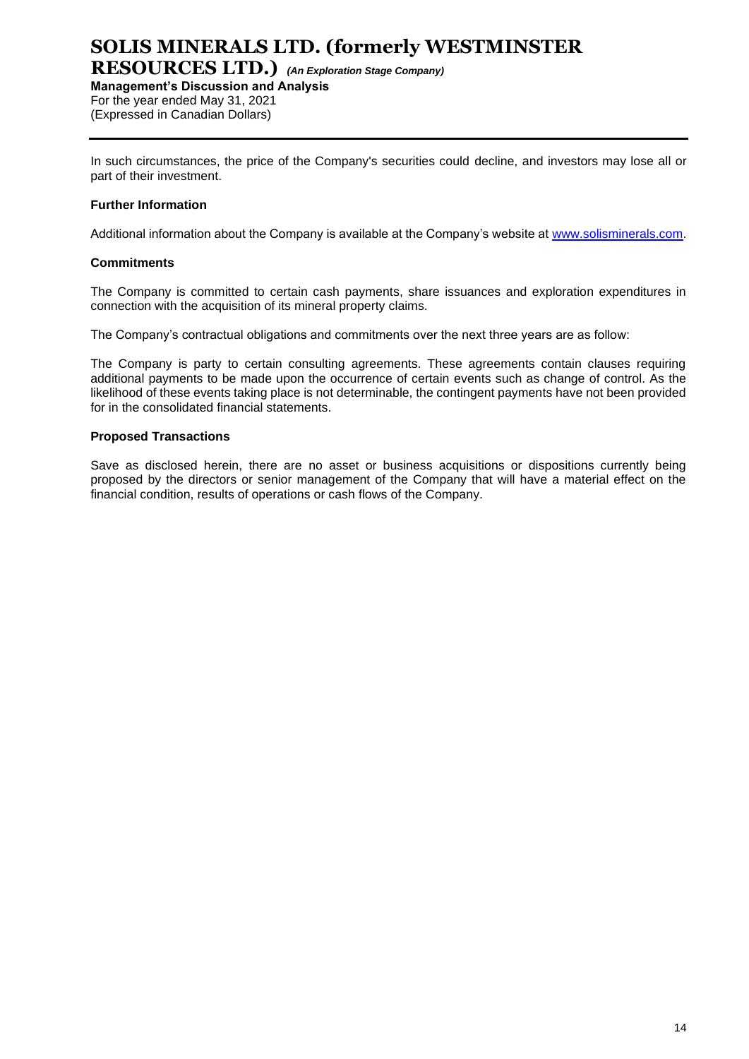In such circumstances, the price of the Company's securities could decline, and investors may lose all or part of their investment.

**Further Information**

Additional information about the Company is available at the Company's website at www.solisminerals.com.

**Commitments**

The Company is committed to certain cash payments, share issuances and exploration expenditures in connection with the acquisition of its mineral property claims.

The Company's contractual obligations and commitments over the next three years are as follow:

The Company is party to certain consulting agreements. These agreements contain clauses requiring additional payments to be made upon the occurrence of certain events such as change of control. As the likelihood of these events taking place is not determinable, the contingent payments have not been provided for in the consolidated financial statements.

**Proposed Transactions**

Save as disclosed herein, there are no asset or business acquisitions or dispositions currently being proposed by the directors or senior management of the Company that will have a material effect on the financial condition, results of operations or cash flows of the Company.